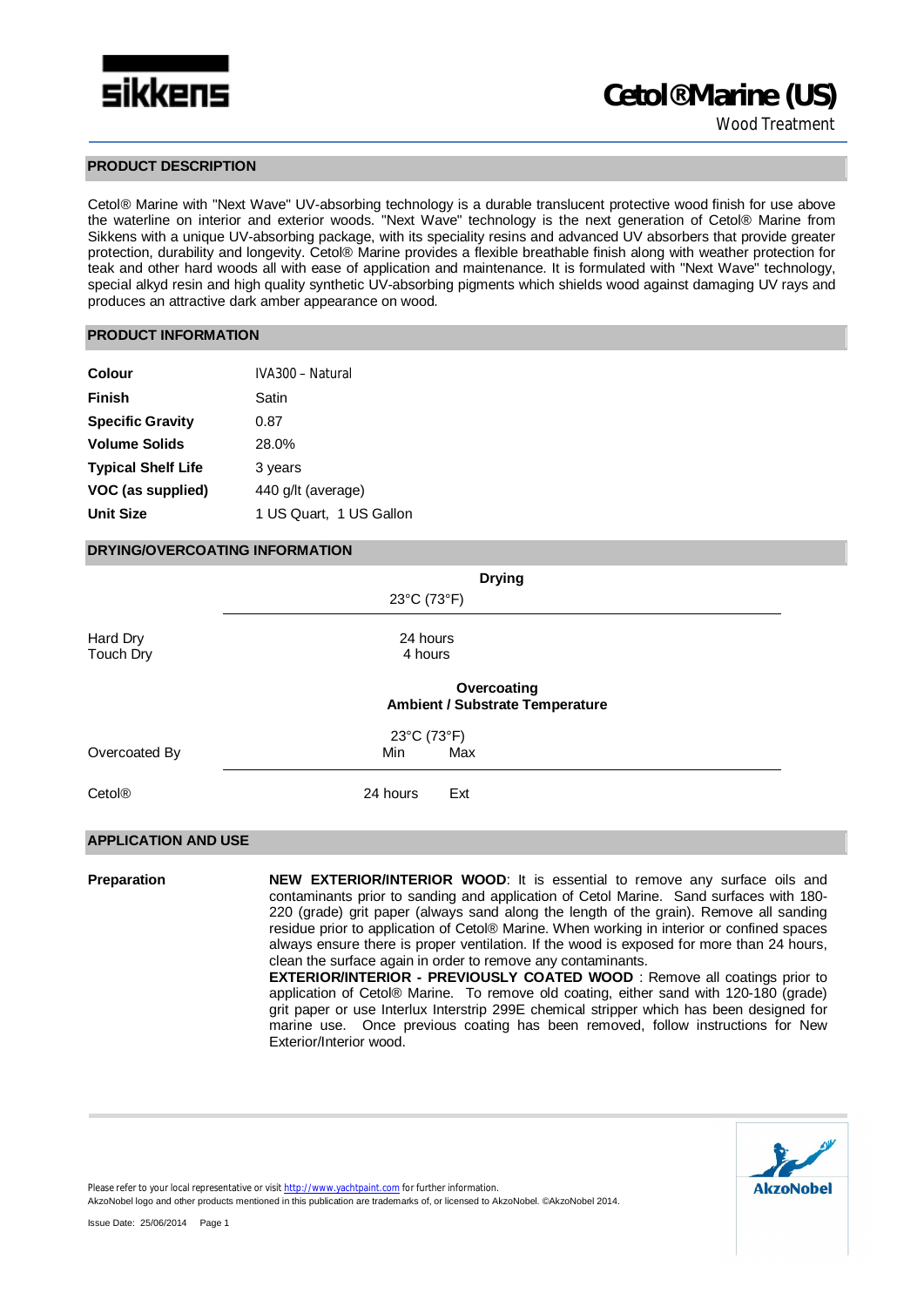# Cetol®Marine (US)

Wood Treatment

## PRODUCT DESCRIPTION

Cetol® Marine with "Next Wave" UV-absorbing technology is a durable translucent protective wood finish for use above the waterline on interior and exterior woods. "Next Wave" technology is the next generation of Cetol® Marine from Sikkens with a unique UV-absorbing package, with its speciality resins and advanced UV absorbers that provide greater protection, durability and longevity. Cetol® Marine provides a flexible breathable finish along with weather protection for teak and other hard woods all with ease of application and maintenance. It is formulated with "Next Wave" technology, special alkyd resin and high quality synthetic UV-absorbing pigments which shields wood against damaging UV rays and produces an attractive dark amber appearance on wood.

## PRODUCT INFORMATION

| | |
|---|---|
| **Colour** | IVA300 - Natural |
| **Finish** | Satin |
| **Specific Gravity** | 0.87 |
| **Volume Solids** | 28.0% |
| **Typical Shelf Life** | 3 years |
| **VOC (as supplied)** | 440 g/lt (average) |
| **Unit Size** | 1 US Quart, 1 US Gallon |

## DRYING/OVERCOATING INFORMATION

| | **Drying** |
|---|---|
| | 23°C (73°F) |
| Hard Dry | 24 hours |
| Touch Dry | 4 hours |

| | **Overcoating** Ambient / Substrate Temperature | |
|---|---|---|
| | 23°C (73°F) | |
| Overcoated By | Min | Max |
| Cetol® | 24 hours | Ext |

## APPLICATION AND USE

**Preparation**

**NEW EXTERIOR/INTERIOR WOOD**: It is essential to remove any surface oils and contaminants prior to sanding and application of Cetol Marine. Sand surfaces with 180-220 (grade) grit paper (always sand along the length of the grain). Remove all sanding residue prior to application of Cetol® Marine. When working in interior or confined spaces always ensure there is proper ventilation. If the wood is exposed for more than 24 hours, clean the surface again in order to remove any contaminants.

**EXTERIOR/INTERIOR - PREVIOUSLY COATED WOOD** : Remove all coatings prior to application of Cetol® Marine. To remove old coating, either sand with 120-180 (grade) grit paper or use Interlux Interstrip 299E chemical stripper which has been designed for marine use. Once previous coating has been removed, follow instructions for New Exterior/Interior wood.

Please refer to your local representative or visit http://www.yachtpaint.com for further information.
AkzoNobel logo and other products mentioned in this publication are trademarks of, or licensed to AkzoNobel. ©AkzoNobel 2014.

Issue Date: 25/06/2014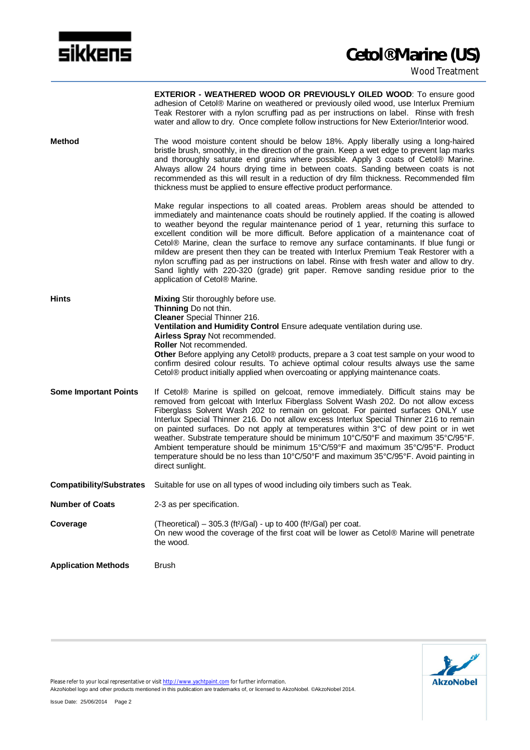**EXTERIOR - WEATHERED WOOD OR PREVIOUSLY OILED WOOD**: To ensure good adhesion of Cetol® Marine on weathered or previously oiled wood, use Interlux Premium Teak Restorer with a nylon scruffing pad as per instructions on label. Rinse with fresh water and allow to dry. Once complete follow instructions for New Exterior/Interior wood.

**Method**

The wood moisture content should be below 18%. Apply liberally using a long-haired bristle brush, smoothly, in the direction of the grain. Keep a wet edge to prevent lap marks and thoroughly saturate end grains where possible. Apply 3 coats of Cetol® Marine. Always allow 24 hours drying time in between coats. Sanding between coats is not recommended as this will result in a reduction of dry film thickness. Recommended film thickness must be applied to ensure effective product performance.

Make regular inspections to all coated areas. Problem areas should be attended to immediately and maintenance coats should be routinely applied. If the coating is allowed to weather beyond the regular maintenance period of 1 year, returning this surface to excellent condition will be more difficult. Before application of a maintenance coat of Cetol® Marine, clean the surface to remove any surface contaminants. If blue fungi or mildew are present then they can be treated with Interlux Premium Teak Restorer with a nylon scruffing pad as per instructions on label. Rinse with fresh water and allow to dry. Sand lightly with 220-320 (grade) grit paper. Remove sanding residue prior to the application of Cetol® Marine.

**Hints**

**Mixing** Stir thoroughly before use.
**Thinning** Do not thin.
**Cleaner** Special Thinner 216.
**Ventilation and Humidity Control** Ensure adequate ventilation during use.
**Airless Spray** Not recommended.
**Roller** Not recommended.
**Other** Before applying any Cetol® products, prepare a 3 coat test sample on your wood to confirm desired colour results. To achieve optimal colour results always use the same Cetol® product initially applied when overcoating or applying maintenance coats.

**Some Important Points**

If Cetol® Marine is spilled on gelcoat, remove immediately. Difficult stains may be removed from gelcoat with Interlux Fiberglass Solvent Wash 202. Do not allow excess Fiberglass Solvent Wash 202 to remain on gelcoat. For painted surfaces ONLY use Interlux Special Thinner 216. Do not allow excess Interlux Special Thinner 216 to remain on painted surfaces. Do not apply at temperatures within 3°C of dew point or in wet weather. Substrate temperature should be minimum 10°C/50°F and maximum 35°C/95°F. Ambient temperature should be minimum 15°C/59°F and maximum 35°C/95°F. Product temperature should be no less than 10°C/50°F and maximum 35°C/95°F. Avoid painting in direct sunlight.

**Compatibility/Substrates**

Suitable for use on all types of wood including oily timbers such as Teak.

**Number of Coats**

2-3 as per specification.

**Coverage**

(Theoretical) – 305.3 ($ft^2$/Gal) - up to 400 ($ft^2$/Gal) per coat.
On new wood the coverage of the first coat will be lower as Cetol® Marine will penetrate the wood.

**Application Methods**

Brush

Please refer to your local representative or visit http://www.yachtpaint.com for further information.
AkzoNobel logo and other products mentioned in this publication are trademarks of, or licensed to AkzoNobel. ©AkzoNobel 2014.

Issue Date: 25/06/2014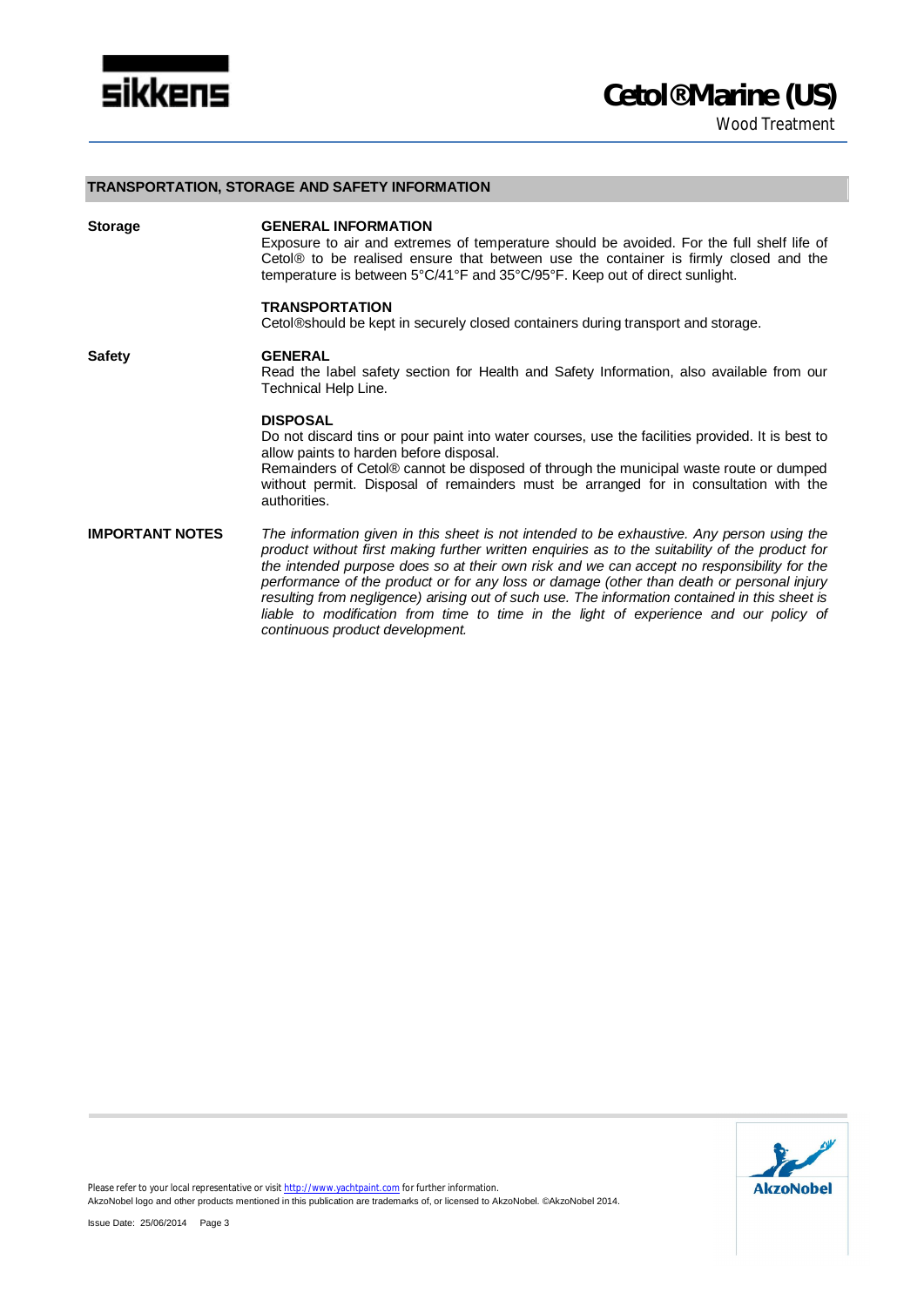## TRANSPORTATION, STORAGE AND SAFETY INFORMATION

**Storage**

**GENERAL INFORMATION**
Exposure to air and extremes of temperature should be avoided. For the full shelf life of Cetol® to be realised ensure that between use the container is firmly closed and the temperature is between 5°C/41°F and 35°C/95°F. Keep out of direct sunlight.

**TRANSPORTATION**
Cetol®should be kept in securely closed containers during transport and storage.

**Safety**

**GENERAL**
Read the label safety section for Health and Safety Information, also available from our Technical Help Line.

**DISPOSAL**
Do not discard tins or pour paint into water courses, use the facilities provided. It is best to allow paints to harden before disposal.
Remainders of Cetol® cannot be disposed of through the municipal waste route or dumped without permit. Disposal of remainders must be arranged for in consultation with the authorities.

**IMPORTANT NOTES**

*The information given in this sheet is not intended to be exhaustive. Any person using the product without first making further written enquiries as to the suitability of the product for the intended purpose does so at their own risk and we can accept no responsibility for the performance of the product or for any loss or damage (other than death or personal injury resulting from negligence) arising out of such use. The information contained in this sheet is liable to modification from time to time in the light of experience and our policy of continuous product development.*

Please refer to your local representative or visit http://www.yachtpaint.com for further information.
AkzoNobel logo and other products mentioned in this publication are trademarks of, or licensed to AkzoNobel. ©AkzoNobel 2014.

Issue Date: 25/06/2014